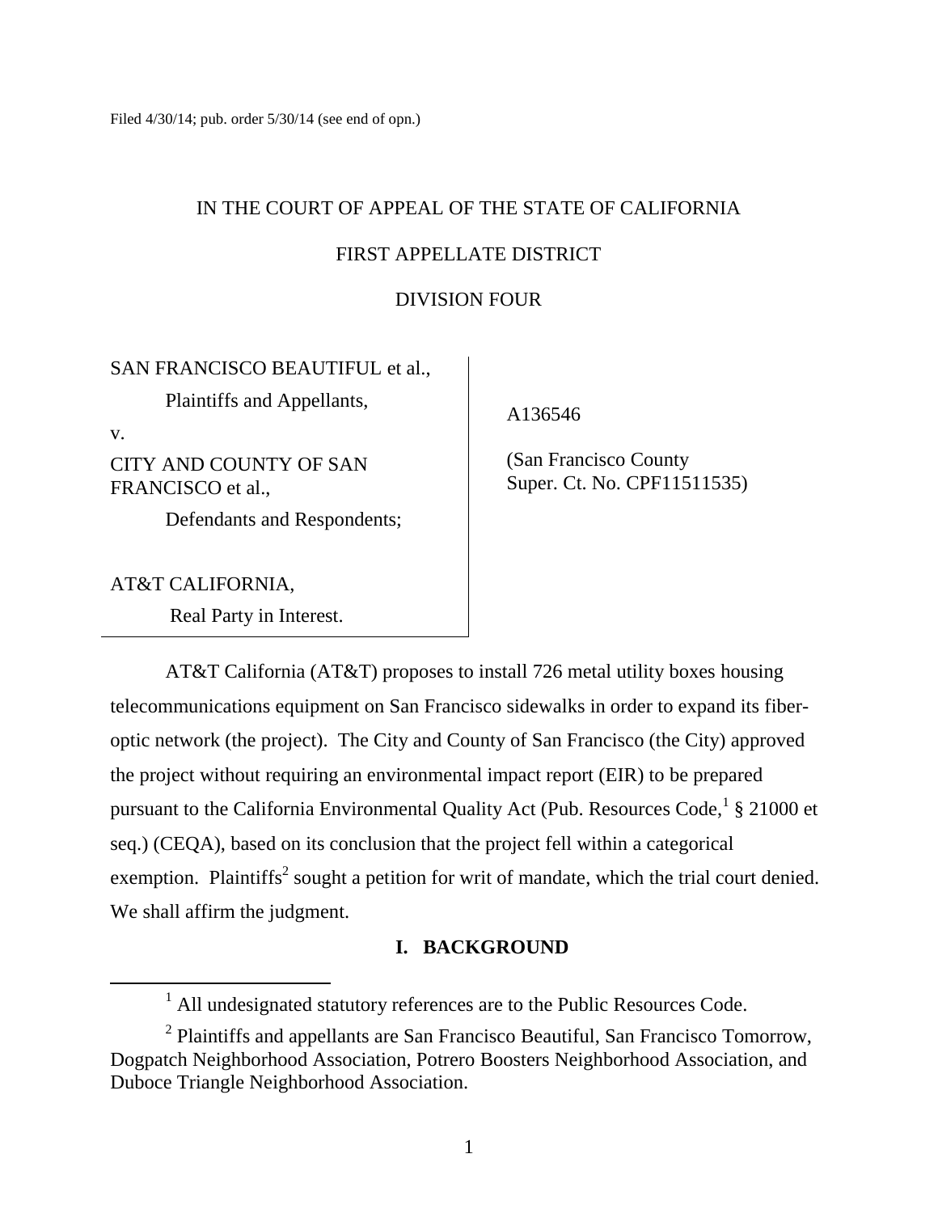Filed 4/30/14; pub. order 5/30/14 (see end of opn.)

IN THE COURT OF APPEAL OF THE STATE OF CALIFORNIA

FIRST APPELLATE DISTRICT

DIVISION FOUR

| | |
|---|---|
| SAN FRANCISCO BEAUTIFUL et al.,<br>Plaintiffs and Appellants,<br>v.<br>CITY AND COUNTY OF SAN FRANCISCO et al.,<br>Defendants and Respondents;<br><br>AT&T CALIFORNIA,<br>Real Party in Interest. | A136546<br><br>(San Francisco County Super. Ct. No. CPF11511535) |

AT&T California (AT&T) proposes to install 726 metal utility boxes housing telecommunications equipment on San Francisco sidewalks in order to expand its fiber-optic network (the project). The City and County of San Francisco (the City) approved the project without requiring an environmental impact report (EIR) to be prepared pursuant to the California Environmental Quality Act (Pub. Resources Code,[1] § 21000 et seq.) (CEQA), based on its conclusion that the project fell within a categorical exemption. Plaintiffs[2] sought a petition for writ of mandate, which the trial court denied. We shall affirm the judgment.

## I. BACKGROUND

[1] All undesignated statutory references are to the Public Resources Code.

[2] Plaintiffs and appellants are San Francisco Beautiful, San Francisco Tomorrow, Dogpatch Neighborhood Association, Potrero Boosters Neighborhood Association, and Duboce Triangle Neighborhood Association.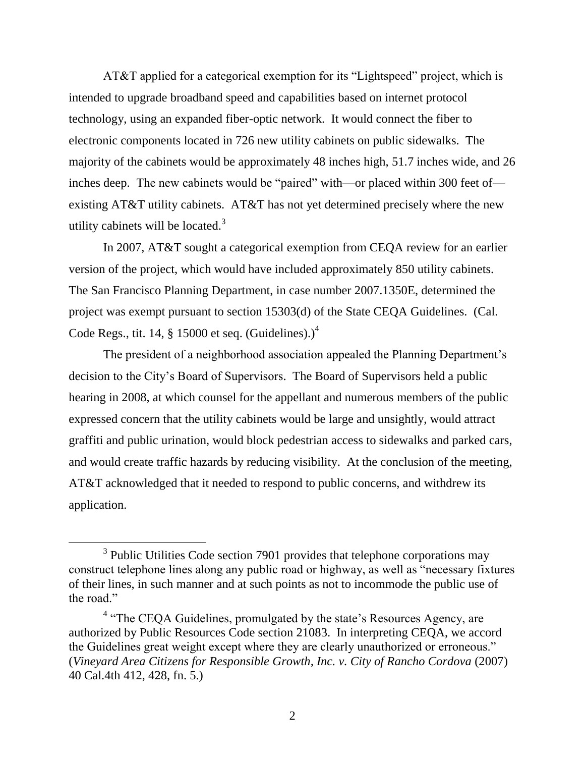AT&T applied for a categorical exemption for its "Lightspeed" project, which is intended to upgrade broadband speed and capabilities based on internet protocol technology, using an expanded fiber-optic network. It would connect the fiber to electronic components located in 726 new utility cabinets on public sidewalks. The majority of the cabinets would be approximately 48 inches high, 51.7 inches wide, and 26 inches deep. The new cabinets would be "paired" with—or placed within 300 feet of—existing AT&T utility cabinets. AT&T has not yet determined precisely where the new utility cabinets will be located.[3]

In 2007, AT&T sought a categorical exemption from CEQA review for an earlier version of the project, which would have included approximately 850 utility cabinets. The San Francisco Planning Department, in case number 2007.1350E, determined the project was exempt pursuant to section 15303(d) of the State CEQA Guidelines. (Cal. Code Regs., tit. 14, § 15000 et seq. (Guidelines).)[4]

The president of a neighborhood association appealed the Planning Department's decision to the City's Board of Supervisors. The Board of Supervisors held a public hearing in 2008, at which counsel for the appellant and numerous members of the public expressed concern that the utility cabinets would be large and unsightly, would attract graffiti and public urination, would block pedestrian access to sidewalks and parked cars, and would create traffic hazards by reducing visibility. At the conclusion of the meeting, AT&T acknowledged that it needed to respond to public concerns, and withdrew its application.

---

[3] Public Utilities Code section 7901 provides that telephone corporations may construct telephone lines along any public road or highway, as well as "necessary fixtures of their lines, in such manner and at such points as not to incommode the public use of the road."

[4] "The CEQA Guidelines, promulgated by the state's Resources Agency, are authorized by Public Resources Code section 21083. In interpreting CEQA, we accord the Guidelines great weight except where they are clearly unauthorized or erroneous." (*Vineyard Area Citizens for Responsible Growth, Inc. v. City of Rancho Cordova* (2007) 40 Cal.4th 412, 428, fn. 5.)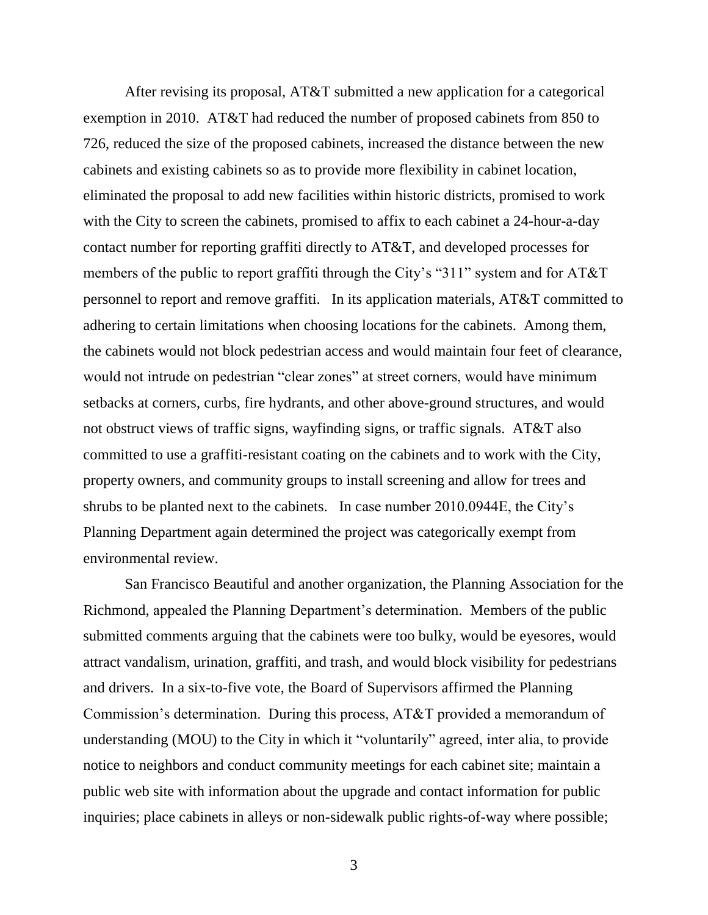After revising its proposal, AT&T submitted a new application for a categorical exemption in 2010. AT&T had reduced the number of proposed cabinets from 850 to 726, reduced the size of the proposed cabinets, increased the distance between the new cabinets and existing cabinets so as to provide more flexibility in cabinet location, eliminated the proposal to add new facilities within historic districts, promised to work with the City to screen the cabinets, promised to affix to each cabinet a 24-hour-a-day contact number for reporting graffiti directly to AT&T, and developed processes for members of the public to report graffiti through the City's "311" system and for AT&T personnel to report and remove graffiti. In its application materials, AT&T committed to adhering to certain limitations when choosing locations for the cabinets. Among them, the cabinets would not block pedestrian access and would maintain four feet of clearance, would not intrude on pedestrian "clear zones" at street corners, would have minimum setbacks at corners, curbs, fire hydrants, and other above-ground structures, and would not obstruct views of traffic signs, wayfinding signs, or traffic signals. AT&T also committed to use a graffiti-resistant coating on the cabinets and to work with the City, property owners, and community groups to install screening and allow for trees and shrubs to be planted next to the cabinets. In case number 2010.0944E, the City's Planning Department again determined the project was categorically exempt from environmental review.

San Francisco Beautiful and another organization, the Planning Association for the Richmond, appealed the Planning Department's determination. Members of the public submitted comments arguing that the cabinets were too bulky, would be eyesores, would attract vandalism, urination, graffiti, and trash, and would block visibility for pedestrians and drivers. In a six-to-five vote, the Board of Supervisors affirmed the Planning Commission's determination. During this process, AT&T provided a memorandum of understanding (MOU) to the City in which it "voluntarily" agreed, inter alia, to provide notice to neighbors and conduct community meetings for each cabinet site; maintain a public web site with information about the upgrade and contact information for public inquiries; place cabinets in alleys or non-sidewalk public rights-of-way where possible;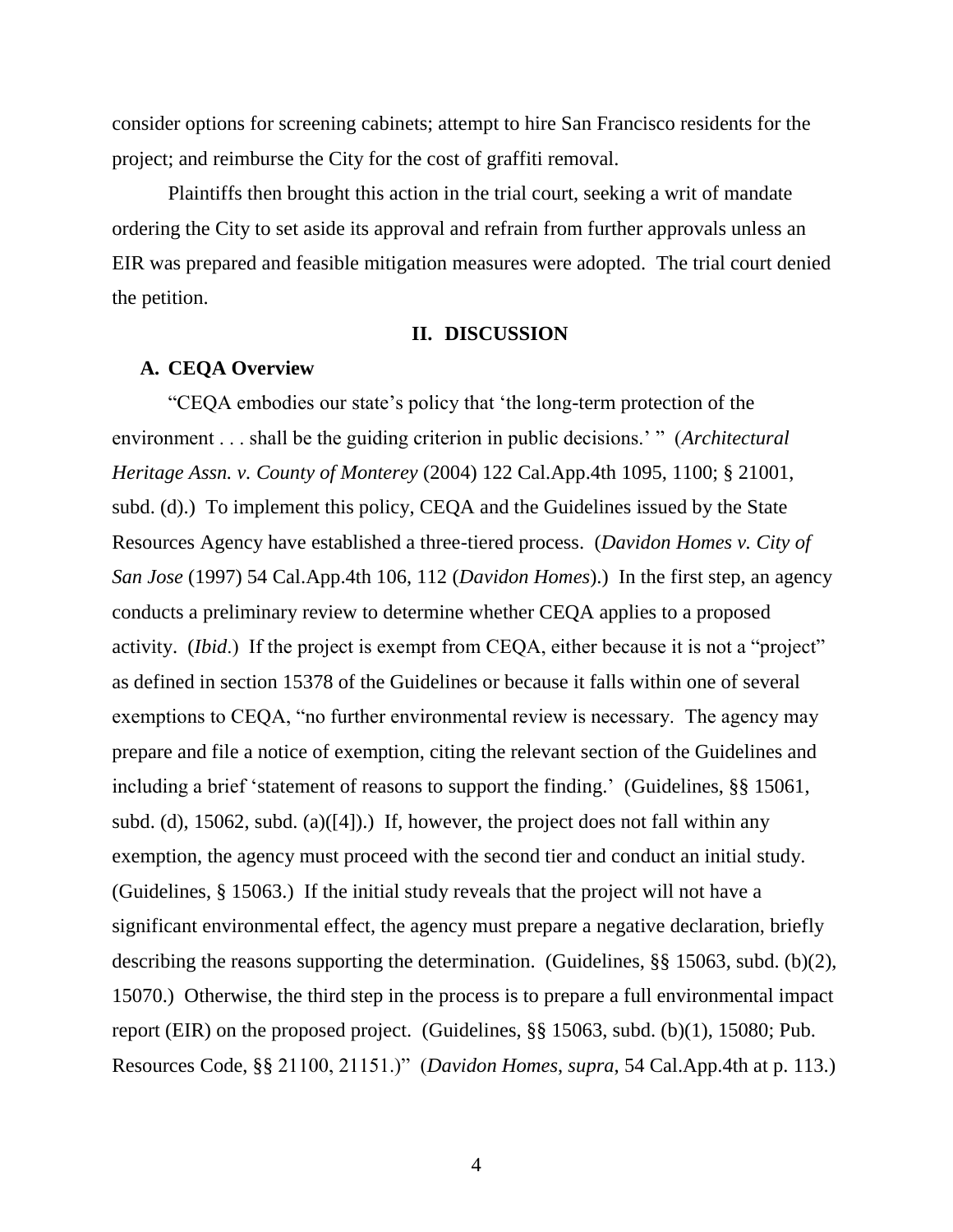consider options for screening cabinets; attempt to hire San Francisco residents for the project; and reimburse the City for the cost of graffiti removal.

Plaintiffs then brought this action in the trial court, seeking a writ of mandate ordering the City to set aside its approval and refrain from further approvals unless an EIR was prepared and feasible mitigation measures were adopted. The trial court denied the petition.

## II. DISCUSSION

### A. CEQA Overview

"CEQA embodies our state's policy that 'the long-term protection of the environment . . . shall be the guiding criterion in public decisions.' " (*Architectural Heritage Assn. v. County of Monterey* (2004) 122 Cal.App.4th 1095, 1100; § 21001, subd. (d).) To implement this policy, CEQA and the Guidelines issued by the State Resources Agency have established a three-tiered process. (*Davidon Homes v. City of San Jose* (1997) 54 Cal.App.4th 106, 112 (*Davidon Homes*).) In the first step, an agency conducts a preliminary review to determine whether CEQA applies to a proposed activity. (*Ibid*.) If the project is exempt from CEQA, either because it is not a "project" as defined in section 15378 of the Guidelines or because it falls within one of several exemptions to CEQA, "no further environmental review is necessary. The agency may prepare and file a notice of exemption, citing the relevant section of the Guidelines and including a brief 'statement of reasons to support the finding.' (Guidelines, §§ 15061, subd. (d), 15062, subd. (a)([4]).) If, however, the project does not fall within any exemption, the agency must proceed with the second tier and conduct an initial study. (Guidelines, § 15063.) If the initial study reveals that the project will not have a significant environmental effect, the agency must prepare a negative declaration, briefly describing the reasons supporting the determination. (Guidelines, §§ 15063, subd. (b)(2), 15070.) Otherwise, the third step in the process is to prepare a full environmental impact report (EIR) on the proposed project. (Guidelines, §§ 15063, subd. (b)(1), 15080; Pub. Resources Code, §§ 21100, 21151.)" (*Davidon Homes*, *supra*, 54 Cal.App.4th at p. 113.)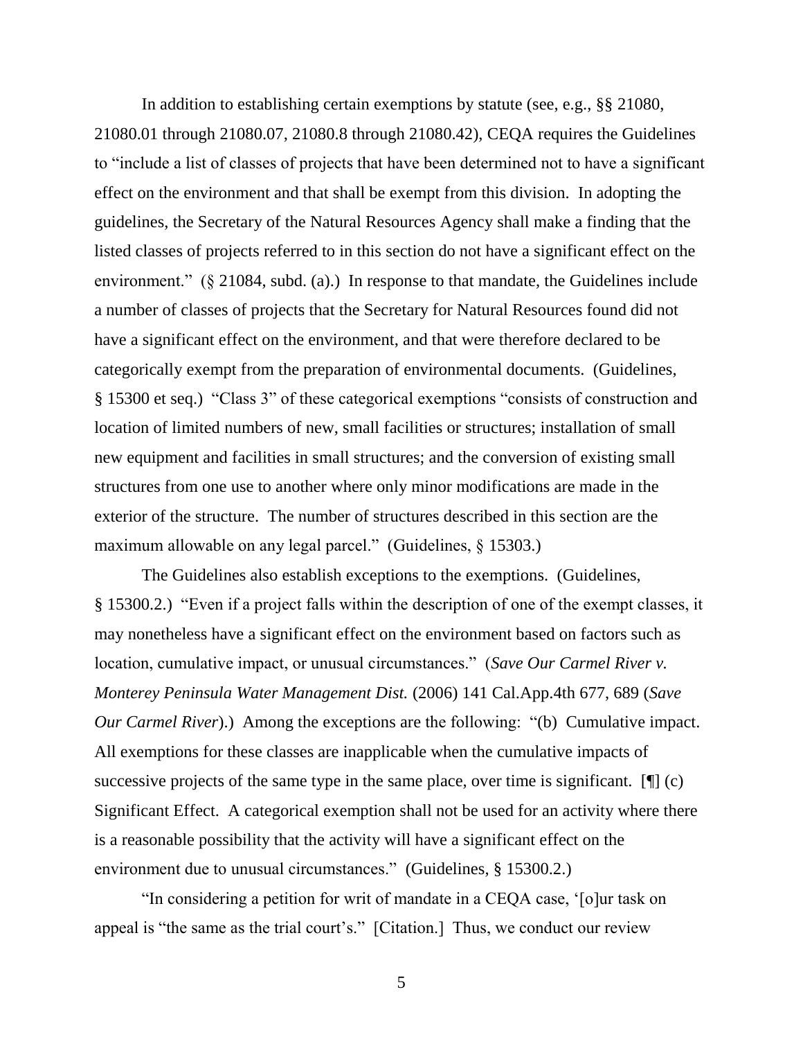In addition to establishing certain exemptions by statute (see, e.g., §§ 21080, 21080.01 through 21080.07, 21080.8 through 21080.42), CEQA requires the Guidelines to "include a list of classes of projects that have been determined not to have a significant effect on the environment and that shall be exempt from this division. In adopting the guidelines, the Secretary of the Natural Resources Agency shall make a finding that the listed classes of projects referred to in this section do not have a significant effect on the environment." (§ 21084, subd. (a).) In response to that mandate, the Guidelines include a number of classes of projects that the Secretary for Natural Resources found did not have a significant effect on the environment, and that were therefore declared to be categorically exempt from the preparation of environmental documents. (Guidelines, § 15300 et seq.) "Class 3" of these categorical exemptions "consists of construction and location of limited numbers of new, small facilities or structures; installation of small new equipment and facilities in small structures; and the conversion of existing small structures from one use to another where only minor modifications are made in the exterior of the structure. The number of structures described in this section are the maximum allowable on any legal parcel." (Guidelines, § 15303.)

The Guidelines also establish exceptions to the exemptions. (Guidelines, § 15300.2.) "Even if a project falls within the description of one of the exempt classes, it may nonetheless have a significant effect on the environment based on factors such as location, cumulative impact, or unusual circumstances." (*Save Our Carmel River v. Monterey Peninsula Water Management Dist.* (2006) 141 Cal.App.4th 677, 689 (*Save Our Carmel River*).) Among the exceptions are the following: "(b) Cumulative impact. All exemptions for these classes are inapplicable when the cumulative impacts of successive projects of the same type in the same place, over time is significant. [¶] (c) Significant Effect. A categorical exemption shall not be used for an activity where there is a reasonable possibility that the activity will have a significant effect on the environment due to unusual circumstances." (Guidelines, § 15300.2.)

"In considering a petition for writ of mandate in a CEQA case, '[o]ur task on appeal is "the same as the trial court's." [Citation.] Thus, we conduct our review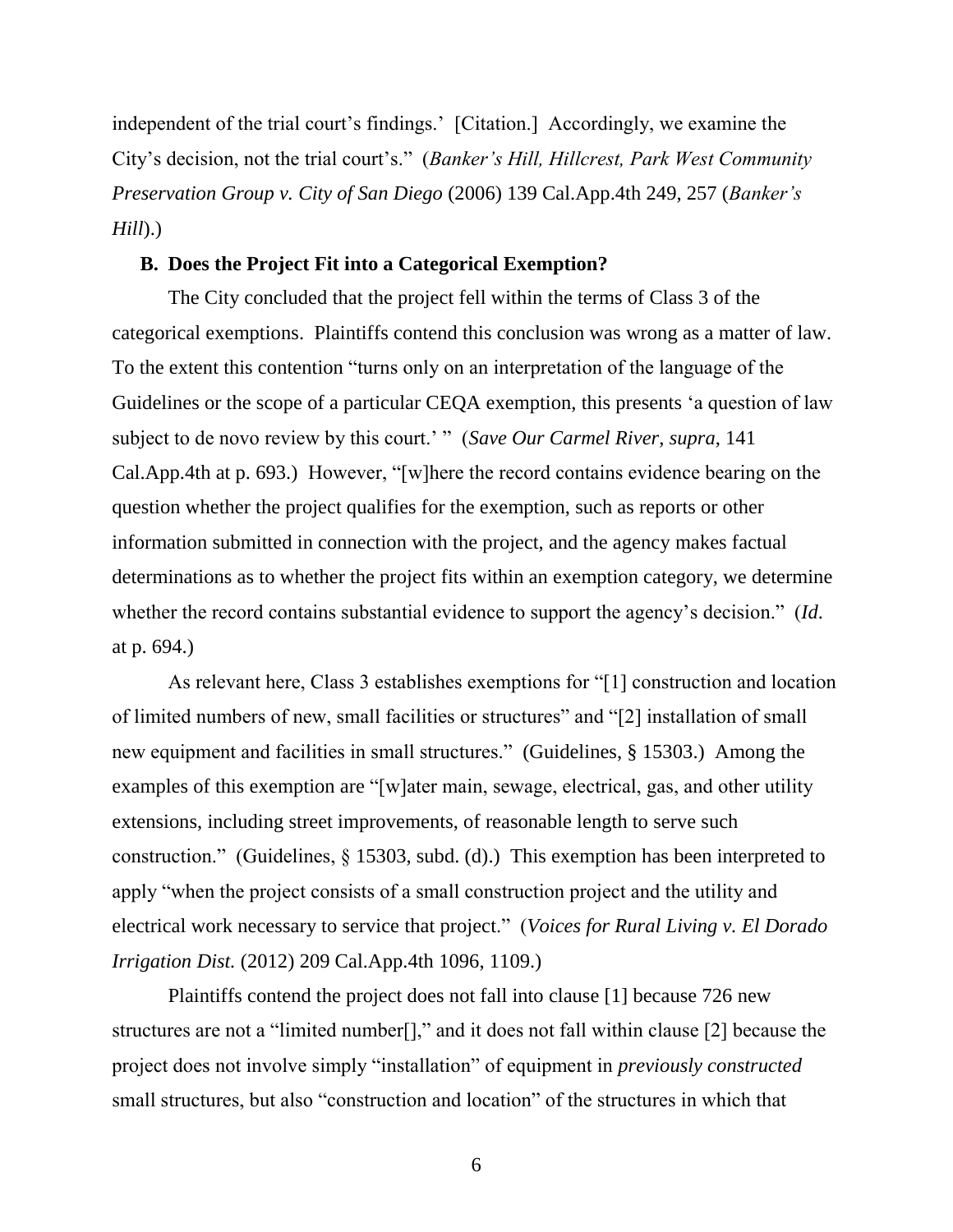independent of the trial court's findings.' [Citation.] Accordingly, we examine the City's decision, not the trial court's." (*Banker's Hill, Hillcrest, Park West Community Preservation Group v. City of San Diego* (2006) 139 Cal.App.4th 249, 257 (*Banker's Hill*).)

### B. Does the Project Fit into a Categorical Exemption?

The City concluded that the project fell within the terms of Class 3 of the categorical exemptions. Plaintiffs contend this conclusion was wrong as a matter of law. To the extent this contention "turns only on an interpretation of the language of the Guidelines or the scope of a particular CEQA exemption, this presents 'a question of law subject to de novo review by this court.' " (*Save Our Carmel River*, *supra*, 141 Cal.App.4th at p. 693.) However, "[w]here the record contains evidence bearing on the question whether the project qualifies for the exemption, such as reports or other information submitted in connection with the project, and the agency makes factual determinations as to whether the project fits within an exemption category, we determine whether the record contains substantial evidence to support the agency's decision." (*Id.* at p. 694.)

As relevant here, Class 3 establishes exemptions for "[1] construction and location of limited numbers of new, small facilities or structures" and "[2] installation of small new equipment and facilities in small structures." (Guidelines, § 15303.) Among the examples of this exemption are "[w]ater main, sewage, electrical, gas, and other utility extensions, including street improvements, of reasonable length to serve such construction." (Guidelines, § 15303, subd. (d).) This exemption has been interpreted to apply "when the project consists of a small construction project and the utility and electrical work necessary to service that project." (*Voices for Rural Living v. El Dorado Irrigation Dist.* (2012) 209 Cal.App.4th 1096, 1109.)

Plaintiffs contend the project does not fall into clause [1] because 726 new structures are not a "limited number[]," and it does not fall within clause [2] because the project does not involve simply "installation" of equipment in *previously constructed* small structures, but also "construction and location" of the structures in which that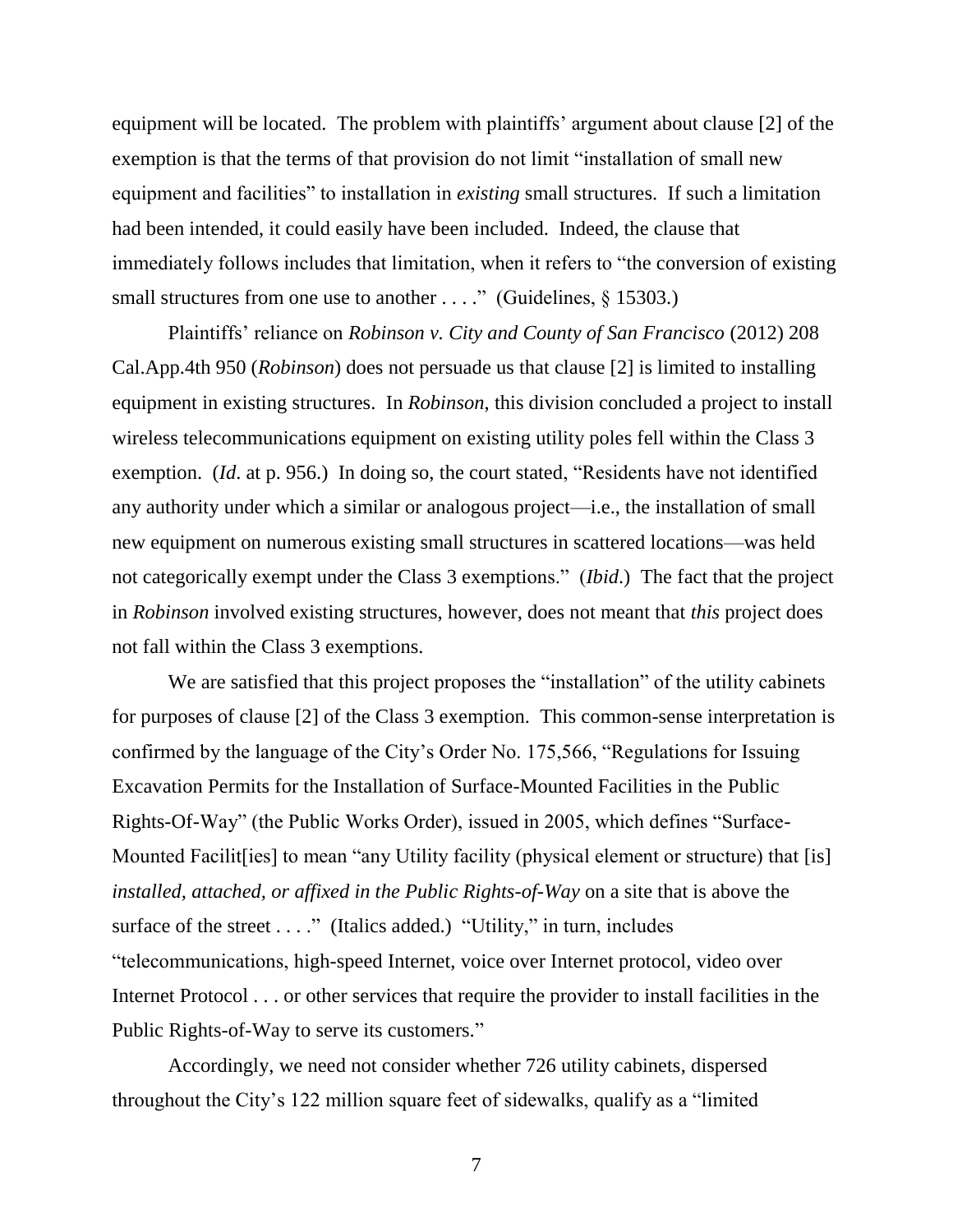equipment will be located. The problem with plaintiffs' argument about clause [2] of the exemption is that the terms of that provision do not limit "installation of small new equipment and facilities" to installation in *existing* small structures. If such a limitation had been intended, it could easily have been included. Indeed, the clause that immediately follows includes that limitation, when it refers to "the conversion of existing small structures from one use to another . . . ." (Guidelines, § 15303.)

Plaintiffs' reliance on *Robinson v. City and County of San Francisco* (2012) 208 Cal.App.4th 950 (*Robinson*) does not persuade us that clause [2] is limited to installing equipment in existing structures. In *Robinson*, this division concluded a project to install wireless telecommunications equipment on existing utility poles fell within the Class 3 exemption. (*Id*. at p. 956.) In doing so, the court stated, "Residents have not identified any authority under which a similar or analogous project—i.e., the installation of small new equipment on numerous existing small structures in scattered locations—was held not categorically exempt under the Class 3 exemptions." (*Ibid*.) The fact that the project in *Robinson* involved existing structures, however, does not meant that *this* project does not fall within the Class 3 exemptions.

We are satisfied that this project proposes the "installation" of the utility cabinets for purposes of clause [2] of the Class 3 exemption. This common-sense interpretation is confirmed by the language of the City's Order No. 175,566, "Regulations for Issuing Excavation Permits for the Installation of Surface-Mounted Facilities in the Public Rights-Of-Way" (the Public Works Order), issued in 2005, which defines "Surface-Mounted Facilit[ies] to mean "any Utility facility (physical element or structure) that [is] *installed, attached, or affixed in the Public Rights-of-Way* on a site that is above the surface of the street . . . ." (Italics added.) "Utility," in turn, includes "telecommunications, high-speed Internet, voice over Internet protocol, video over Internet Protocol . . . or other services that require the provider to install facilities in the Public Rights-of-Way to serve its customers."

Accordingly, we need not consider whether 726 utility cabinets, dispersed throughout the City's 122 million square feet of sidewalks, qualify as a "limited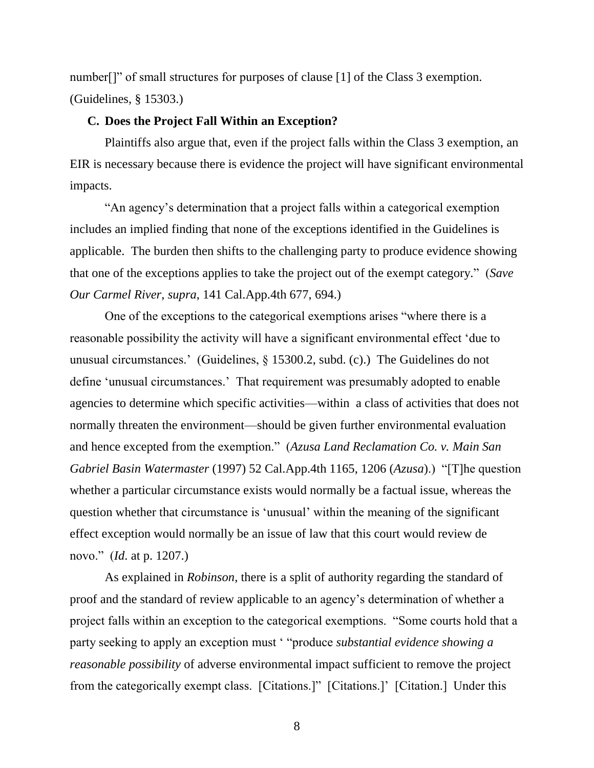number[]" of small structures for purposes of clause [1] of the Class 3 exemption. (Guidelines, § 15303.)

### C. Does the Project Fall Within an Exception?

Plaintiffs also argue that, even if the project falls within the Class 3 exemption, an EIR is necessary because there is evidence the project will have significant environmental impacts.

"An agency's determination that a project falls within a categorical exemption includes an implied finding that none of the exceptions identified in the Guidelines is applicable. The burden then shifts to the challenging party to produce evidence showing that one of the exceptions applies to take the project out of the exempt category." (*Save Our Carmel River*, *supra*, 141 Cal.App.4th 677, 694.)

One of the exceptions to the categorical exemptions arises "where there is a reasonable possibility the activity will have a significant environmental effect 'due to unusual circumstances.' (Guidelines, § 15300.2, subd. (c).) The Guidelines do not define 'unusual circumstances.' That requirement was presumably adopted to enable agencies to determine which specific activities—within a class of activities that does not normally threaten the environment—should be given further environmental evaluation and hence excepted from the exemption." (*Azusa Land Reclamation Co. v. Main San Gabriel Basin Watermaster* (1997) 52 Cal.App.4th 1165, 1206 (*Azusa*).) "[T]he question whether a particular circumstance exists would normally be a factual issue, whereas the question whether that circumstance is 'unusual' within the meaning of the significant effect exception would normally be an issue of law that this court would review de novo." (*Id*. at p. 1207.)

As explained in *Robinson*, there is a split of authority regarding the standard of proof and the standard of review applicable to an agency's determination of whether a project falls within an exception to the categorical exemptions. "Some courts hold that a party seeking to apply an exception must ' "produce *substantial evidence showing a reasonable possibility* of adverse environmental impact sufficient to remove the project from the categorically exempt class. [Citations.]" [Citations.]' [Citation.] Under this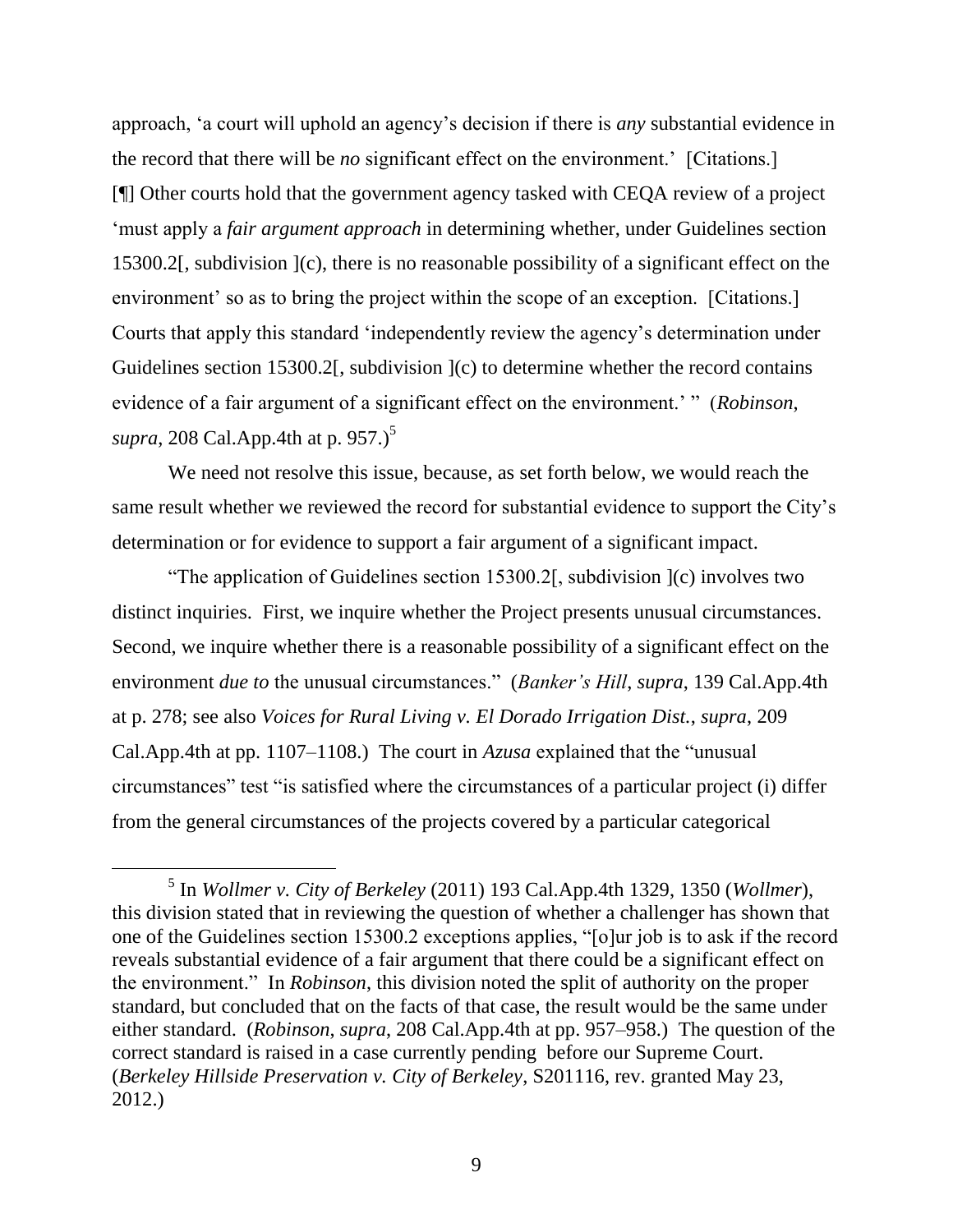approach, 'a court will uphold an agency's decision if there is *any* substantial evidence in the record that there will be *no* significant effect on the environment.' [Citations.] [¶] Other courts hold that the government agency tasked with CEQA review of a project 'must apply a *fair argument approach* in determining whether, under Guidelines section 15300.2[, subdivision ](c), there is no reasonable possibility of a significant effect on the environment' so as to bring the project within the scope of an exception. [Citations.] Courts that apply this standard 'independently review the agency's determination under Guidelines section 15300.2[, subdivision ](c) to determine whether the record contains evidence of a fair argument of a significant effect on the environment.' " (*Robinson*, *supra*, 208 Cal.App.4th at p. 957.)[5]

We need not resolve this issue, because, as set forth below, we would reach the same result whether we reviewed the record for substantial evidence to support the City's determination or for evidence to support a fair argument of a significant impact.

"The application of Guidelines section 15300.2[, subdivision ](c) involves two distinct inquiries. First, we inquire whether the Project presents unusual circumstances. Second, we inquire whether there is a reasonable possibility of a significant effect on the environment *due to* the unusual circumstances." (*Banker's Hill*, *supra*, 139 Cal.App.4th at p. 278; see also *Voices for Rural Living v. El Dorado Irrigation Dist.*, *supra*, 209 Cal.App.4th at pp. 1107–1108.) The court in *Azusa* explained that the "unusual circumstances" test "is satisfied where the circumstances of a particular project (i) differ from the general circumstances of the projects covered by a particular categorical

---

[5] In *Wollmer v. City of Berkeley* (2011) 193 Cal.App.4th 1329, 1350 (*Wollmer*), this division stated that in reviewing the question of whether a challenger has shown that one of the Guidelines section 15300.2 exceptions applies, "[o]ur job is to ask if the record reveals substantial evidence of a fair argument that there could be a significant effect on the environment." In *Robinson*, this division noted the split of authority on the proper standard, but concluded that on the facts of that case, the result would be the same under either standard. (*Robinson*, *supra*, 208 Cal.App.4th at pp. 957–958.) The question of the correct standard is raised in a case currently pending before our Supreme Court. (*Berkeley Hillside Preservation v. City of Berkeley*, S201116, rev. granted May 23, 2012.)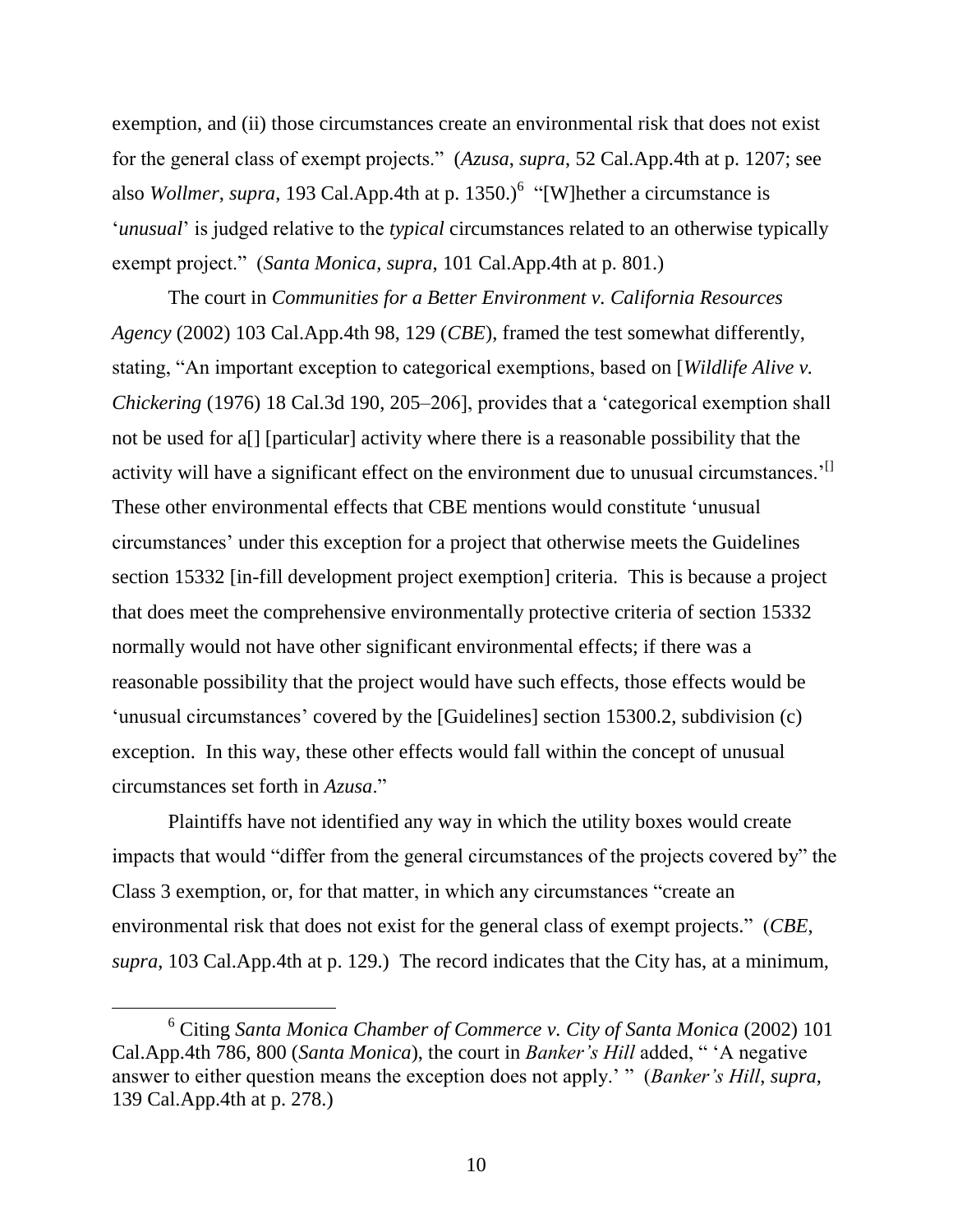exemption, and (ii) those circumstances create an environmental risk that does not exist for the general class of exempt projects." (*Azusa*, *supra*, 52 Cal.App.4th at p. 1207; see also *Wollmer*, *supra*, 193 Cal.App.4th at p. 1350.)[6] "[W]hether a circumstance is '*unusual*' is judged relative to the *typical* circumstances related to an otherwise typically exempt project." (*Santa Monica*, *supra*, 101 Cal.App.4th at p. 801.)

The court in *Communities for a Better Environment v. California Resources Agency* (2002) 103 Cal.App.4th 98, 129 (*CBE*), framed the test somewhat differently, stating, "An important exception to categorical exemptions, based on [*Wildlife Alive v. Chickering* (1976) 18 Cal.3d 190, 205–206], provides that a 'categorical exemption shall not be used for a[] [particular] activity where there is a reasonable possibility that the activity will have a significant effect on the environment due to unusual circumstances.'[] These other environmental effects that CBE mentions would constitute 'unusual circumstances' under this exception for a project that otherwise meets the Guidelines section 15332 [in-fill development project exemption] criteria. This is because a project that does meet the comprehensive environmentally protective criteria of section 15332 normally would not have other significant environmental effects; if there was a reasonable possibility that the project would have such effects, those effects would be 'unusual circumstances' covered by the [Guidelines] section 15300.2, subdivision (c) exception. In this way, these other effects would fall within the concept of unusual circumstances set forth in *Azusa*."

Plaintiffs have not identified any way in which the utility boxes would create impacts that would "differ from the general circumstances of the projects covered by" the Class 3 exemption, or, for that matter, in which any circumstances "create an environmental risk that does not exist for the general class of exempt projects." (*CBE*, *supra*, 103 Cal.App.4th at p. 129.) The record indicates that the City has, at a minimum,

---

[6] Citing *Santa Monica Chamber of Commerce v. City of Santa Monica* (2002) 101 Cal.App.4th 786, 800 (*Santa Monica*), the court in *Banker's Hill* added, " 'A negative answer to either question means the exception does not apply.' " (*Banker's Hill*, *supra*, 139 Cal.App.4th at p. 278.)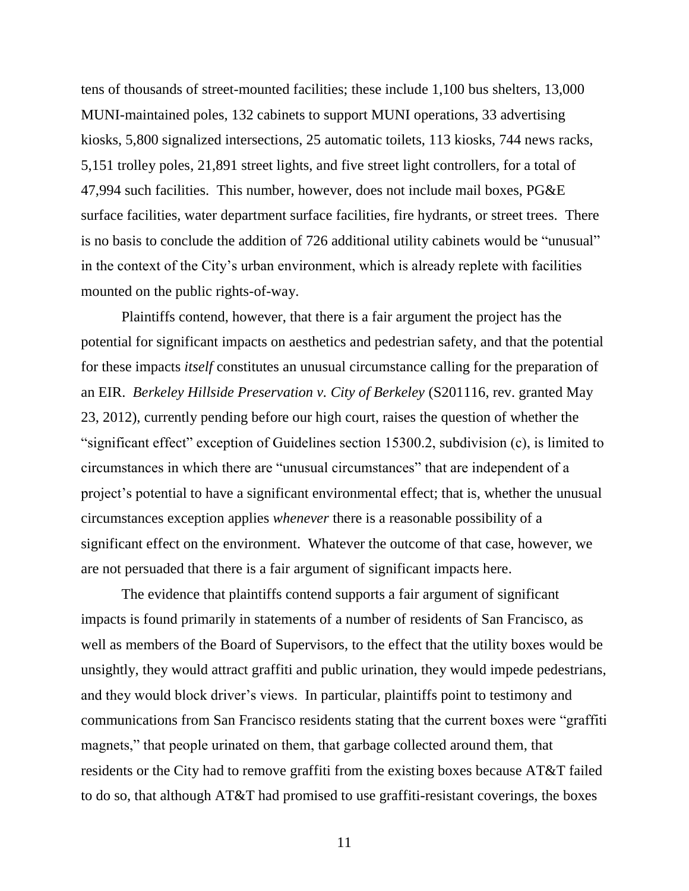tens of thousands of street-mounted facilities; these include 1,100 bus shelters, 13,000 MUNI-maintained poles, 132 cabinets to support MUNI operations, 33 advertising kiosks, 5,800 signalized intersections, 25 automatic toilets, 113 kiosks, 744 news racks, 5,151 trolley poles, 21,891 street lights, and five street light controllers, for a total of 47,994 such facilities. This number, however, does not include mail boxes, PG&E surface facilities, water department surface facilities, fire hydrants, or street trees. There is no basis to conclude the addition of 726 additional utility cabinets would be "unusual" in the context of the City's urban environment, which is already replete with facilities mounted on the public rights-of-way.

Plaintiffs contend, however, that there is a fair argument the project has the potential for significant impacts on aesthetics and pedestrian safety, and that the potential for these impacts *itself* constitutes an unusual circumstance calling for the preparation of an EIR. *Berkeley Hillside Preservation v. City of Berkeley* (S201116, rev. granted May 23, 2012), currently pending before our high court, raises the question of whether the "significant effect" exception of Guidelines section 15300.2, subdivision (c), is limited to circumstances in which there are "unusual circumstances" that are independent of a project's potential to have a significant environmental effect; that is, whether the unusual circumstances exception applies *whenever* there is a reasonable possibility of a significant effect on the environment. Whatever the outcome of that case, however, we are not persuaded that there is a fair argument of significant impacts here.

The evidence that plaintiffs contend supports a fair argument of significant impacts is found primarily in statements of a number of residents of San Francisco, as well as members of the Board of Supervisors, to the effect that the utility boxes would be unsightly, they would attract graffiti and public urination, they would impede pedestrians, and they would block driver's views. In particular, plaintiffs point to testimony and communications from San Francisco residents stating that the current boxes were "graffiti magnets," that people urinated on them, that garbage collected around them, that residents or the City had to remove graffiti from the existing boxes because AT&T failed to do so, that although AT&T had promised to use graffiti-resistant coverings, the boxes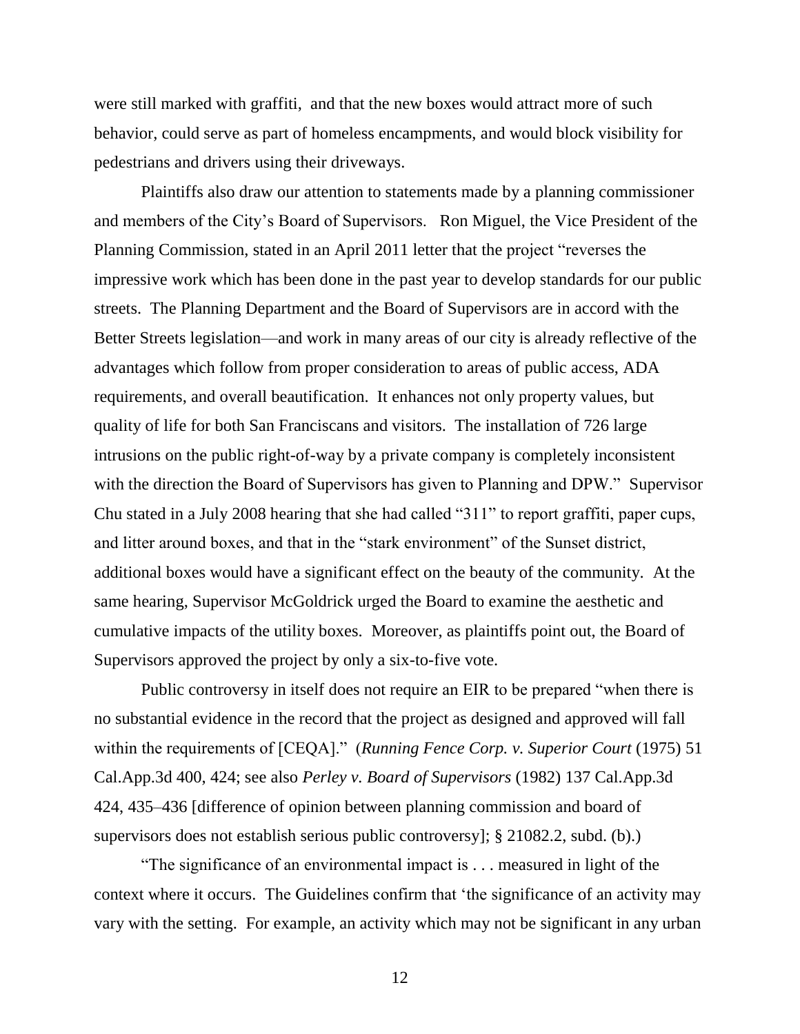were still marked with graffiti, and that the new boxes would attract more of such behavior, could serve as part of homeless encampments, and would block visibility for pedestrians and drivers using their driveways.

Plaintiffs also draw our attention to statements made by a planning commissioner and members of the City's Board of Supervisors. Ron Miguel, the Vice President of the Planning Commission, stated in an April 2011 letter that the project "reverses the impressive work which has been done in the past year to develop standards for our public streets. The Planning Department and the Board of Supervisors are in accord with the Better Streets legislation—and work in many areas of our city is already reflective of the advantages which follow from proper consideration to areas of public access, ADA requirements, and overall beautification. It enhances not only property values, but quality of life for both San Franciscans and visitors. The installation of 726 large intrusions on the public right-of-way by a private company is completely inconsistent with the direction the Board of Supervisors has given to Planning and DPW." Supervisor Chu stated in a July 2008 hearing that she had called "311" to report graffiti, paper cups, and litter around boxes, and that in the "stark environment" of the Sunset district, additional boxes would have a significant effect on the beauty of the community. At the same hearing, Supervisor McGoldrick urged the Board to examine the aesthetic and cumulative impacts of the utility boxes. Moreover, as plaintiffs point out, the Board of Supervisors approved the project by only a six-to-five vote.

Public controversy in itself does not require an EIR to be prepared "when there is no substantial evidence in the record that the project as designed and approved will fall within the requirements of [CEQA]." (*Running Fence Corp. v. Superior Court* (1975) 51 Cal.App.3d 400, 424; see also *Perley v. Board of Supervisors* (1982) 137 Cal.App.3d 424, 435–436 [difference of opinion between planning commission and board of supervisors does not establish serious public controversy]; § 21082.2, subd. (b).)

"The significance of an environmental impact is . . . measured in light of the context where it occurs. The Guidelines confirm that 'the significance of an activity may vary with the setting. For example, an activity which may not be significant in any urban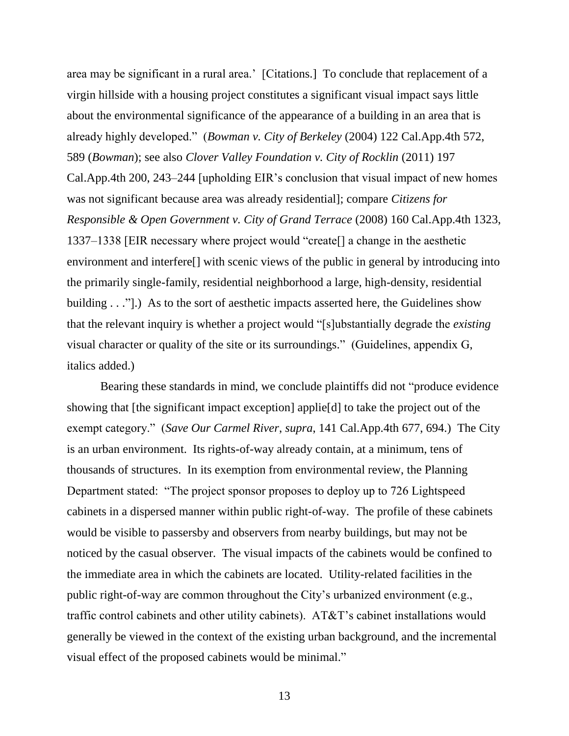area may be significant in a rural area.' [Citations.] To conclude that replacement of a virgin hillside with a housing project constitutes a significant visual impact says little about the environmental significance of the appearance of a building in an area that is already highly developed." (*Bowman v. City of Berkeley* (2004) 122 Cal.App.4th 572, 589 (*Bowman*); see also *Clover Valley Foundation v. City of Rocklin* (2011) 197 Cal.App.4th 200, 243–244 [upholding EIR's conclusion that visual impact of new homes was not significant because area was already residential]; compare *Citizens for Responsible & Open Government v. City of Grand Terrace* (2008) 160 Cal.App.4th 1323, 1337–1338 [EIR necessary where project would "create[] a change in the aesthetic environment and interfere[] with scenic views of the public in general by introducing into the primarily single-family, residential neighborhood a large, high-density, residential building . . ."].) As to the sort of aesthetic impacts asserted here, the Guidelines show that the relevant inquiry is whether a project would "[s]ubstantially degrade the *existing* visual character or quality of the site or its surroundings." (Guidelines, appendix G, italics added.)

Bearing these standards in mind, we conclude plaintiffs did not "produce evidence showing that [the significant impact exception] applie[d] to take the project out of the exempt category." (*Save Our Carmel River*, *supra*, 141 Cal.App.4th 677, 694.) The City is an urban environment. Its rights-of-way already contain, at a minimum, tens of thousands of structures. In its exemption from environmental review, the Planning Department stated: "The project sponsor proposes to deploy up to 726 Lightspeed cabinets in a dispersed manner within public right-of-way. The profile of these cabinets would be visible to passersby and observers from nearby buildings, but may not be noticed by the casual observer. The visual impacts of the cabinets would be confined to the immediate area in which the cabinets are located. Utility-related facilities in the public right-of-way are common throughout the City's urbanized environment (e.g., traffic control cabinets and other utility cabinets). AT&T's cabinet installations would generally be viewed in the context of the existing urban background, and the incremental visual effect of the proposed cabinets would be minimal."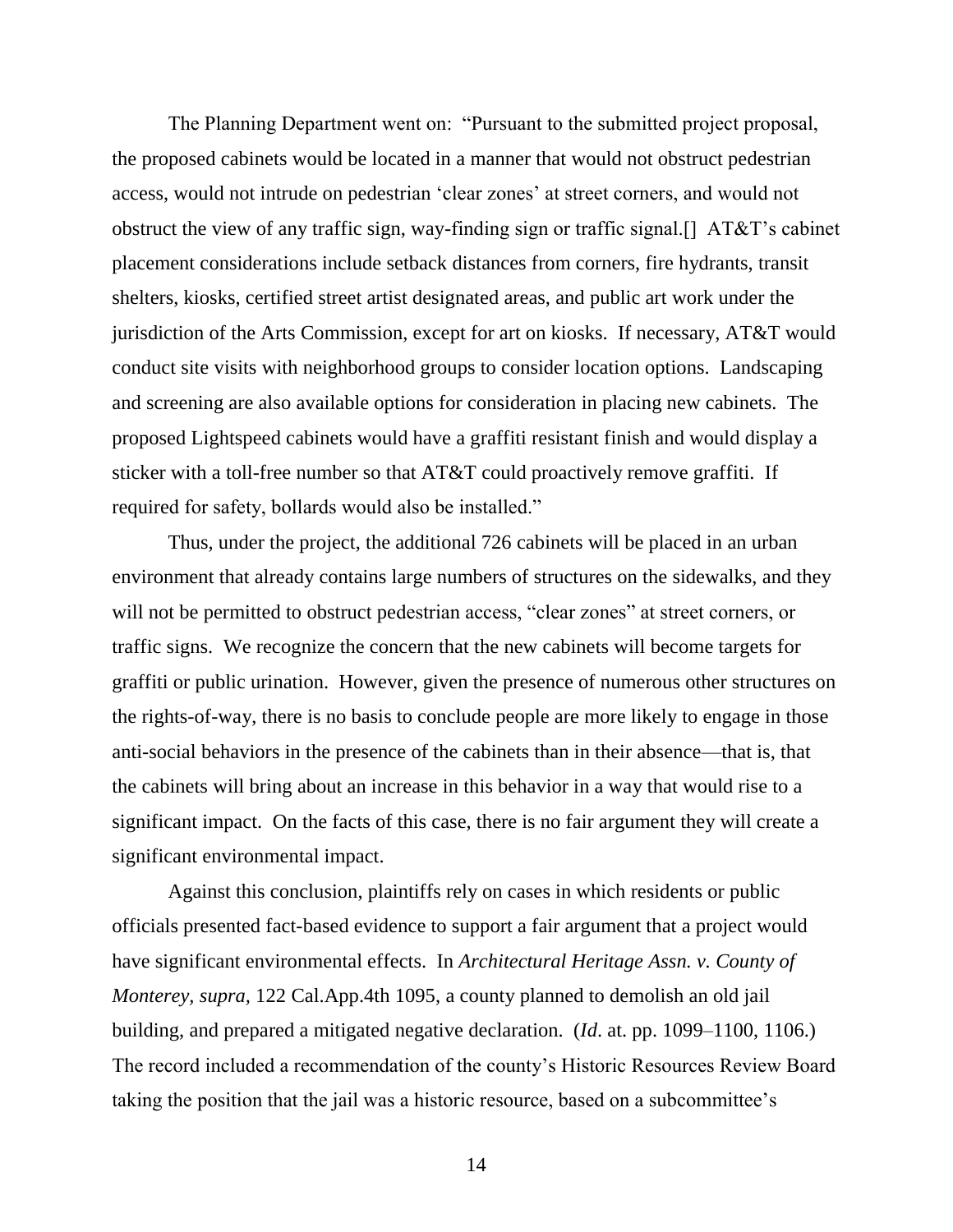The Planning Department went on: "Pursuant to the submitted project proposal, the proposed cabinets would be located in a manner that would not obstruct pedestrian access, would not intrude on pedestrian 'clear zones' at street corners, and would not obstruct the view of any traffic sign, way-finding sign or traffic signal.[] AT&T's cabinet placement considerations include setback distances from corners, fire hydrants, transit shelters, kiosks, certified street artist designated areas, and public art work under the jurisdiction of the Arts Commission, except for art on kiosks. If necessary, AT&T would conduct site visits with neighborhood groups to consider location options. Landscaping and screening are also available options for consideration in placing new cabinets. The proposed Lightspeed cabinets would have a graffiti resistant finish and would display a sticker with a toll-free number so that AT&T could proactively remove graffiti. If required for safety, bollards would also be installed."

Thus, under the project, the additional 726 cabinets will be placed in an urban environment that already contains large numbers of structures on the sidewalks, and they will not be permitted to obstruct pedestrian access, "clear zones" at street corners, or traffic signs. We recognize the concern that the new cabinets will become targets for graffiti or public urination. However, given the presence of numerous other structures on the rights-of-way, there is no basis to conclude people are more likely to engage in those anti-social behaviors in the presence of the cabinets than in their absence—that is, that the cabinets will bring about an increase in this behavior in a way that would rise to a significant impact. On the facts of this case, there is no fair argument they will create a significant environmental impact.

Against this conclusion, plaintiffs rely on cases in which residents or public officials presented fact-based evidence to support a fair argument that a project would have significant environmental effects. In *Architectural Heritage Assn. v. County of Monterey, supra,* 122 Cal.App.4th 1095, a county planned to demolish an old jail building, and prepared a mitigated negative declaration. (*Id*. at. pp. 1099–1100, 1106.) The record included a recommendation of the county's Historic Resources Review Board taking the position that the jail was a historic resource, based on a subcommittee's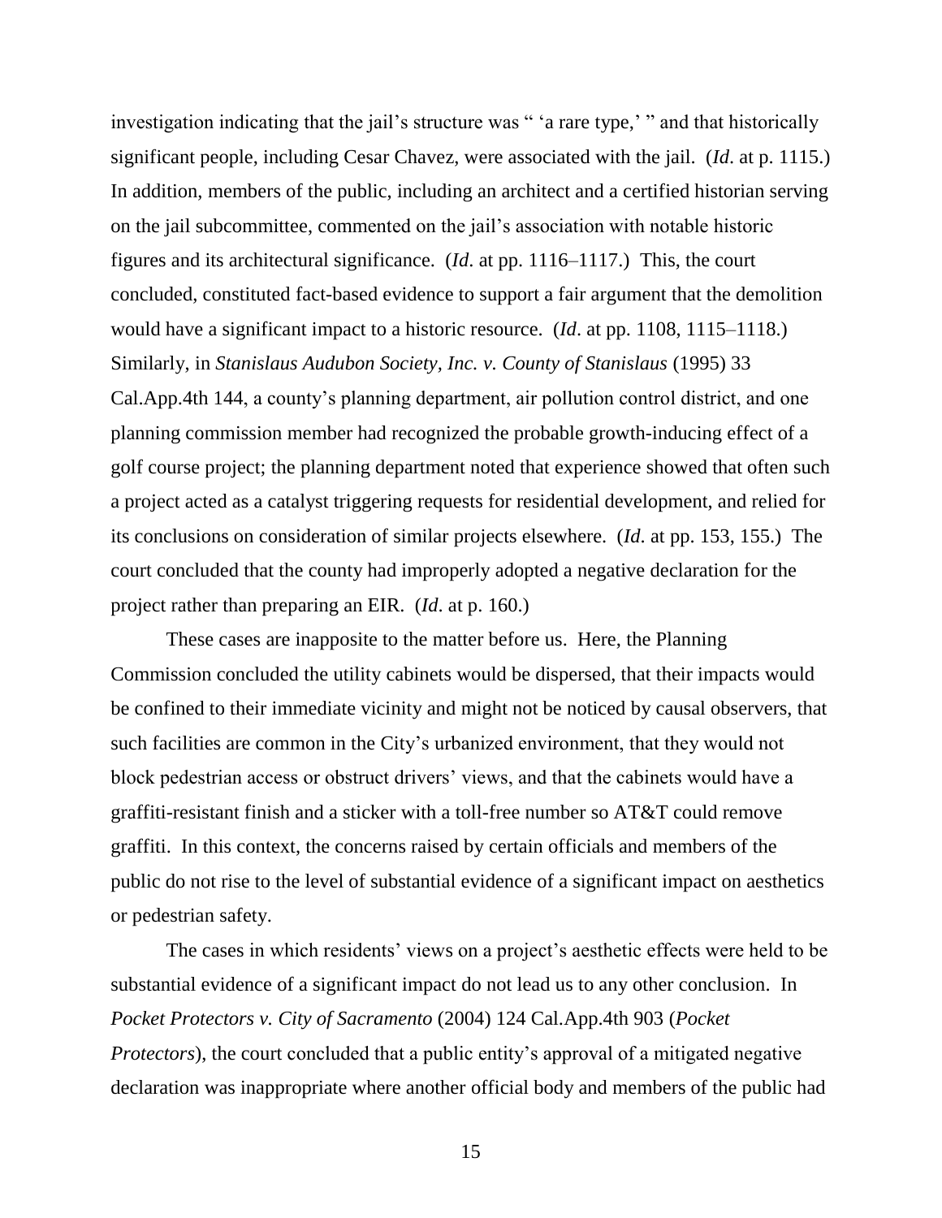investigation indicating that the jail's structure was " 'a rare type,' " and that historically significant people, including Cesar Chavez, were associated with the jail. (*Id*. at p. 1115.) In addition, members of the public, including an architect and a certified historian serving on the jail subcommittee, commented on the jail's association with notable historic figures and its architectural significance. (*Id*. at pp. 1116–1117.) This, the court concluded, constituted fact-based evidence to support a fair argument that the demolition would have a significant impact to a historic resource. (*Id*. at pp. 1108, 1115–1118.) Similarly, in *Stanislaus Audubon Society, Inc. v. County of Stanislaus* (1995) 33 Cal.App.4th 144, a county's planning department, air pollution control district, and one planning commission member had recognized the probable growth-inducing effect of a golf course project; the planning department noted that experience showed that often such a project acted as a catalyst triggering requests for residential development, and relied for its conclusions on consideration of similar projects elsewhere. (*Id*. at pp. 153, 155.) The court concluded that the county had improperly adopted a negative declaration for the project rather than preparing an EIR. (*Id*. at p. 160.)

These cases are inapposite to the matter before us. Here, the Planning Commission concluded the utility cabinets would be dispersed, that their impacts would be confined to their immediate vicinity and might not be noticed by causal observers, that such facilities are common in the City's urbanized environment, that they would not block pedestrian access or obstruct drivers' views, and that the cabinets would have a graffiti-resistant finish and a sticker with a toll-free number so AT&T could remove graffiti. In this context, the concerns raised by certain officials and members of the public do not rise to the level of substantial evidence of a significant impact on aesthetics or pedestrian safety.

The cases in which residents' views on a project's aesthetic effects were held to be substantial evidence of a significant impact do not lead us to any other conclusion. In *Pocket Protectors v. City of Sacramento* (2004) 124 Cal.App.4th 903 (*Pocket Protectors*), the court concluded that a public entity's approval of a mitigated negative declaration was inappropriate where another official body and members of the public had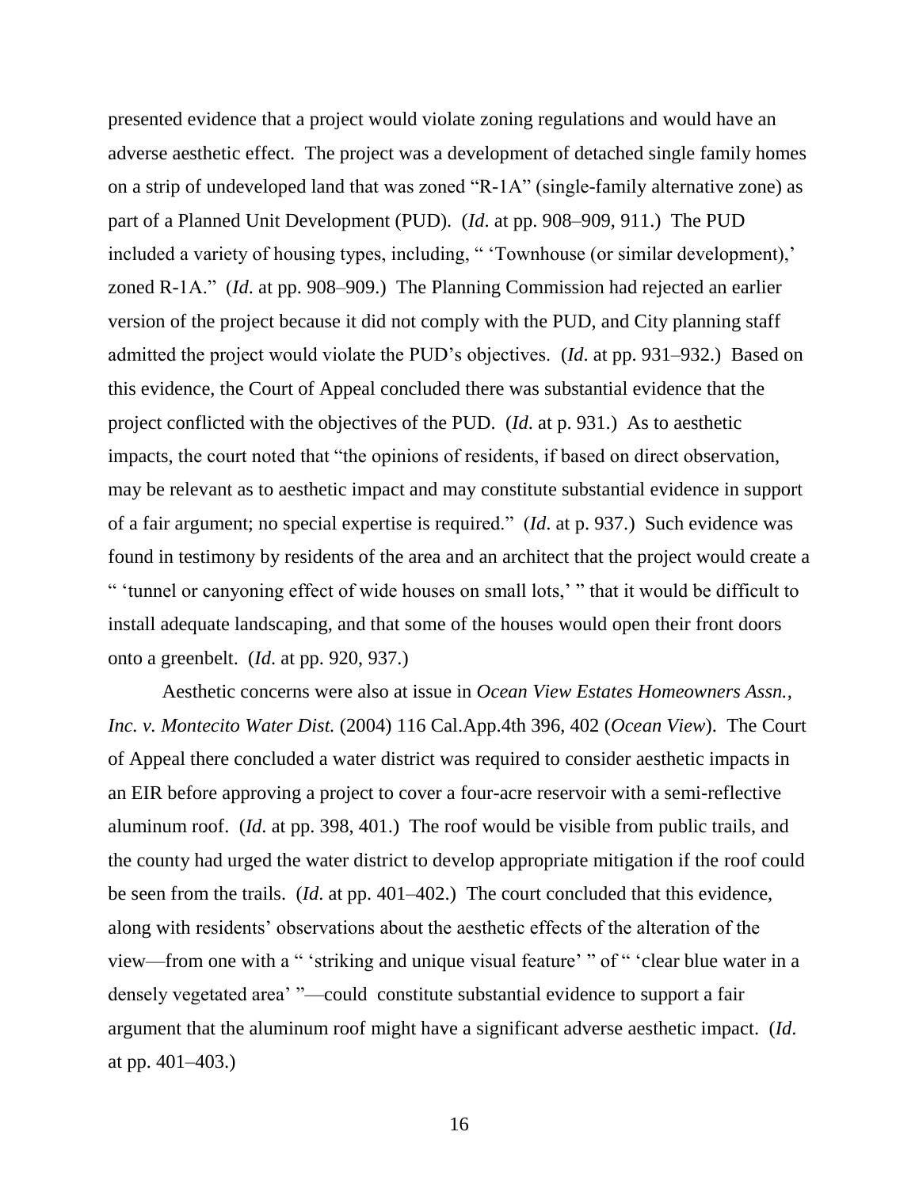presented evidence that a project would violate zoning regulations and would have an adverse aesthetic effect. The project was a development of detached single family homes on a strip of undeveloped land that was zoned "R-1A" (single-family alternative zone) as part of a Planned Unit Development (PUD). (*Id*. at pp. 908–909, 911.) The PUD included a variety of housing types, including, " 'Townhouse (or similar development),' zoned R-1A." (*Id*. at pp. 908–909.) The Planning Commission had rejected an earlier version of the project because it did not comply with the PUD, and City planning staff admitted the project would violate the PUD's objectives. (*Id*. at pp. 931–932.) Based on this evidence, the Court of Appeal concluded there was substantial evidence that the project conflicted with the objectives of the PUD. (*Id*. at p. 931.) As to aesthetic impacts, the court noted that "the opinions of residents, if based on direct observation, may be relevant as to aesthetic impact and may constitute substantial evidence in support of a fair argument; no special expertise is required." (*Id*. at p. 937.) Such evidence was found in testimony by residents of the area and an architect that the project would create a " 'tunnel or canyoning effect of wide houses on small lots,' " that it would be difficult to install adequate landscaping, and that some of the houses would open their front doors onto a greenbelt. (*Id*. at pp. 920, 937.)

Aesthetic concerns were also at issue in *Ocean View Estates Homeowners Assn., Inc. v. Montecito Water Dist.* (2004) 116 Cal.App.4th 396, 402 (*Ocean View*). The Court of Appeal there concluded a water district was required to consider aesthetic impacts in an EIR before approving a project to cover a four-acre reservoir with a semi-reflective aluminum roof. (*Id*. at pp. 398, 401.) The roof would be visible from public trails, and the county had urged the water district to develop appropriate mitigation if the roof could be seen from the trails. (*Id*. at pp. 401–402.) The court concluded that this evidence, along with residents' observations about the aesthetic effects of the alteration of the view—from one with a " 'striking and unique visual feature' " of " 'clear blue water in a densely vegetated area' "—could constitute substantial evidence to support a fair argument that the aluminum roof might have a significant adverse aesthetic impact. (*Id*. at pp. 401–403.)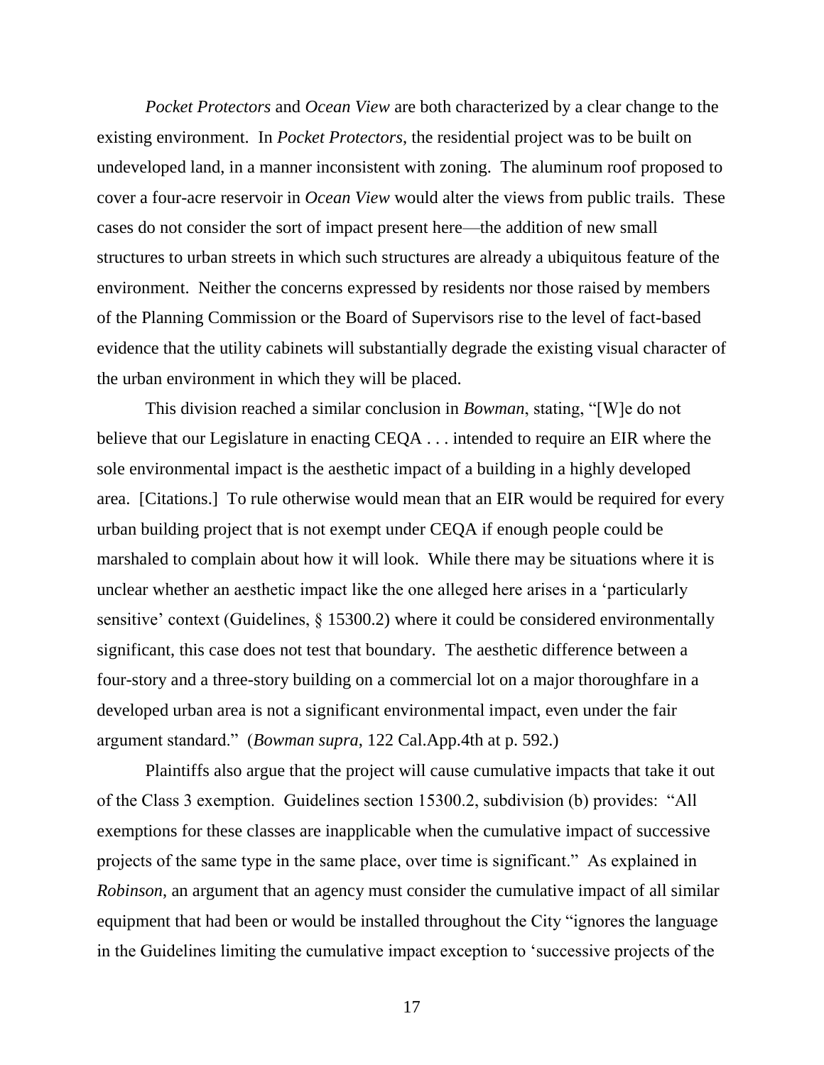*Pocket Protectors* and *Ocean View* are both characterized by a clear change to the existing environment. In *Pocket Protectors*, the residential project was to be built on undeveloped land, in a manner inconsistent with zoning. The aluminum roof proposed to cover a four-acre reservoir in *Ocean View* would alter the views from public trails. These cases do not consider the sort of impact present here—the addition of new small structures to urban streets in which such structures are already a ubiquitous feature of the environment. Neither the concerns expressed by residents nor those raised by members of the Planning Commission or the Board of Supervisors rise to the level of fact-based evidence that the utility cabinets will substantially degrade the existing visual character of the urban environment in which they will be placed.

This division reached a similar conclusion in *Bowman*, stating, "[W]e do not believe that our Legislature in enacting CEQA . . . intended to require an EIR where the sole environmental impact is the aesthetic impact of a building in a highly developed area. [Citations.] To rule otherwise would mean that an EIR would be required for every urban building project that is not exempt under CEQA if enough people could be marshaled to complain about how it will look. While there may be situations where it is unclear whether an aesthetic impact like the one alleged here arises in a 'particularly sensitive' context (Guidelines, § 15300.2) where it could be considered environmentally significant, this case does not test that boundary. The aesthetic difference between a four-story and a three-story building on a commercial lot on a major thoroughfare in a developed urban area is not a significant environmental impact, even under the fair argument standard." (*Bowman supra*, 122 Cal.App.4th at p. 592.)

Plaintiffs also argue that the project will cause cumulative impacts that take it out of the Class 3 exemption. Guidelines section 15300.2, subdivision (b) provides: "All exemptions for these classes are inapplicable when the cumulative impact of successive projects of the same type in the same place, over time is significant." As explained in *Robinson*, an argument that an agency must consider the cumulative impact of all similar equipment that had been or would be installed throughout the City "ignores the language in the Guidelines limiting the cumulative impact exception to 'successive projects of the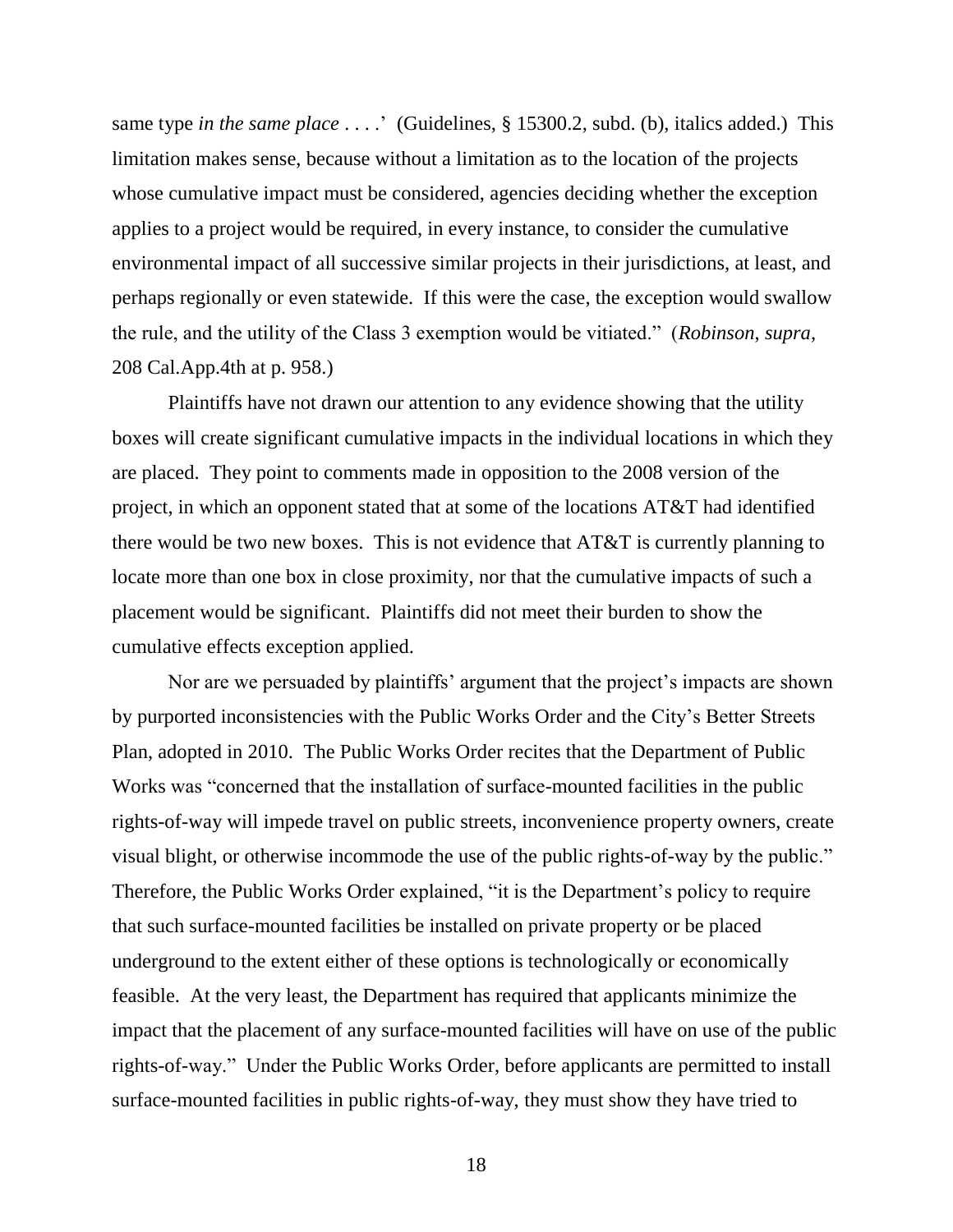same type *in the same place* . . . .' (Guidelines, § 15300.2, subd. (b), italics added.) This limitation makes sense, because without a limitation as to the location of the projects whose cumulative impact must be considered, agencies deciding whether the exception applies to a project would be required, in every instance, to consider the cumulative environmental impact of all successive similar projects in their jurisdictions, at least, and perhaps regionally or even statewide. If this were the case, the exception would swallow the rule, and the utility of the Class 3 exemption would be vitiated." (*Robinson*, *supra*, 208 Cal.App.4th at p. 958.)

Plaintiffs have not drawn our attention to any evidence showing that the utility boxes will create significant cumulative impacts in the individual locations in which they are placed. They point to comments made in opposition to the 2008 version of the project, in which an opponent stated that at some of the locations AT&T had identified there would be two new boxes. This is not evidence that AT&T is currently planning to locate more than one box in close proximity, nor that the cumulative impacts of such a placement would be significant. Plaintiffs did not meet their burden to show the cumulative effects exception applied.

Nor are we persuaded by plaintiffs' argument that the project's impacts are shown by purported inconsistencies with the Public Works Order and the City's Better Streets Plan, adopted in 2010. The Public Works Order recites that the Department of Public Works was "concerned that the installation of surface-mounted facilities in the public rights-of-way will impede travel on public streets, inconvenience property owners, create visual blight, or otherwise incommode the use of the public rights-of-way by the public." Therefore, the Public Works Order explained, "it is the Department's policy to require that such surface-mounted facilities be installed on private property or be placed underground to the extent either of these options is technologically or economically feasible. At the very least, the Department has required that applicants minimize the impact that the placement of any surface-mounted facilities will have on use of the public rights-of-way." Under the Public Works Order, before applicants are permitted to install surface-mounted facilities in public rights-of-way, they must show they have tried to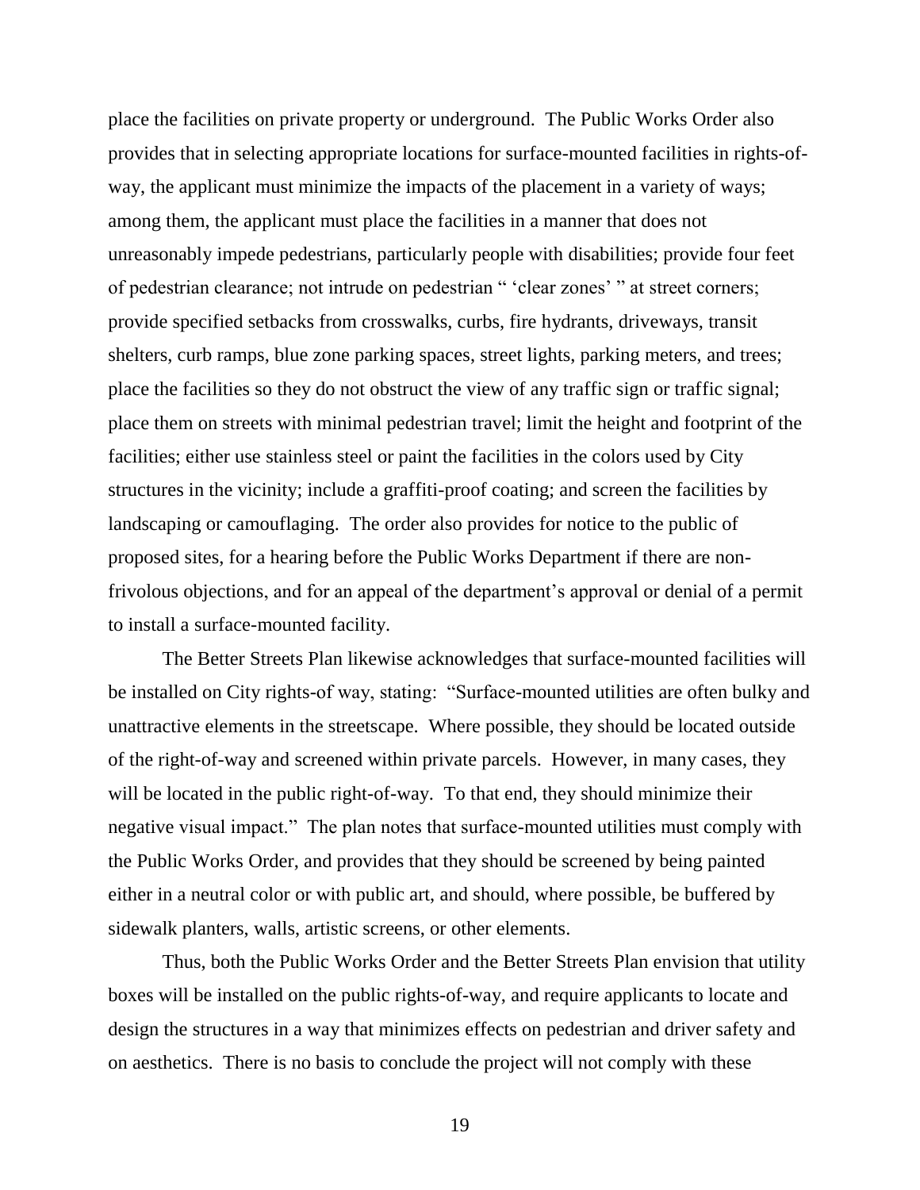place the facilities on private property or underground. The Public Works Order also provides that in selecting appropriate locations for surface-mounted facilities in rights-of-way, the applicant must minimize the impacts of the placement in a variety of ways; among them, the applicant must place the facilities in a manner that does not unreasonably impede pedestrians, particularly people with disabilities; provide four feet of pedestrian clearance; not intrude on pedestrian " 'clear zones' " at street corners; provide specified setbacks from crosswalks, curbs, fire hydrants, driveways, transit shelters, curb ramps, blue zone parking spaces, street lights, parking meters, and trees; place the facilities so they do not obstruct the view of any traffic sign or traffic signal; place them on streets with minimal pedestrian travel; limit the height and footprint of the facilities; either use stainless steel or paint the facilities in the colors used by City structures in the vicinity; include a graffiti-proof coating; and screen the facilities by landscaping or camouflaging. The order also provides for notice to the public of proposed sites, for a hearing before the Public Works Department if there are non-frivolous objections, and for an appeal of the department's approval or denial of a permit to install a surface-mounted facility.

The Better Streets Plan likewise acknowledges that surface-mounted facilities will be installed on City rights-of way, stating: "Surface-mounted utilities are often bulky and unattractive elements in the streetscape. Where possible, they should be located outside of the right-of-way and screened within private parcels. However, in many cases, they will be located in the public right-of-way. To that end, they should minimize their negative visual impact." The plan notes that surface-mounted utilities must comply with the Public Works Order, and provides that they should be screened by being painted either in a neutral color or with public art, and should, where possible, be buffered by sidewalk planters, walls, artistic screens, or other elements.

Thus, both the Public Works Order and the Better Streets Plan envision that utility boxes will be installed on the public rights-of-way, and require applicants to locate and design the structures in a way that minimizes effects on pedestrian and driver safety and on aesthetics. There is no basis to conclude the project will not comply with these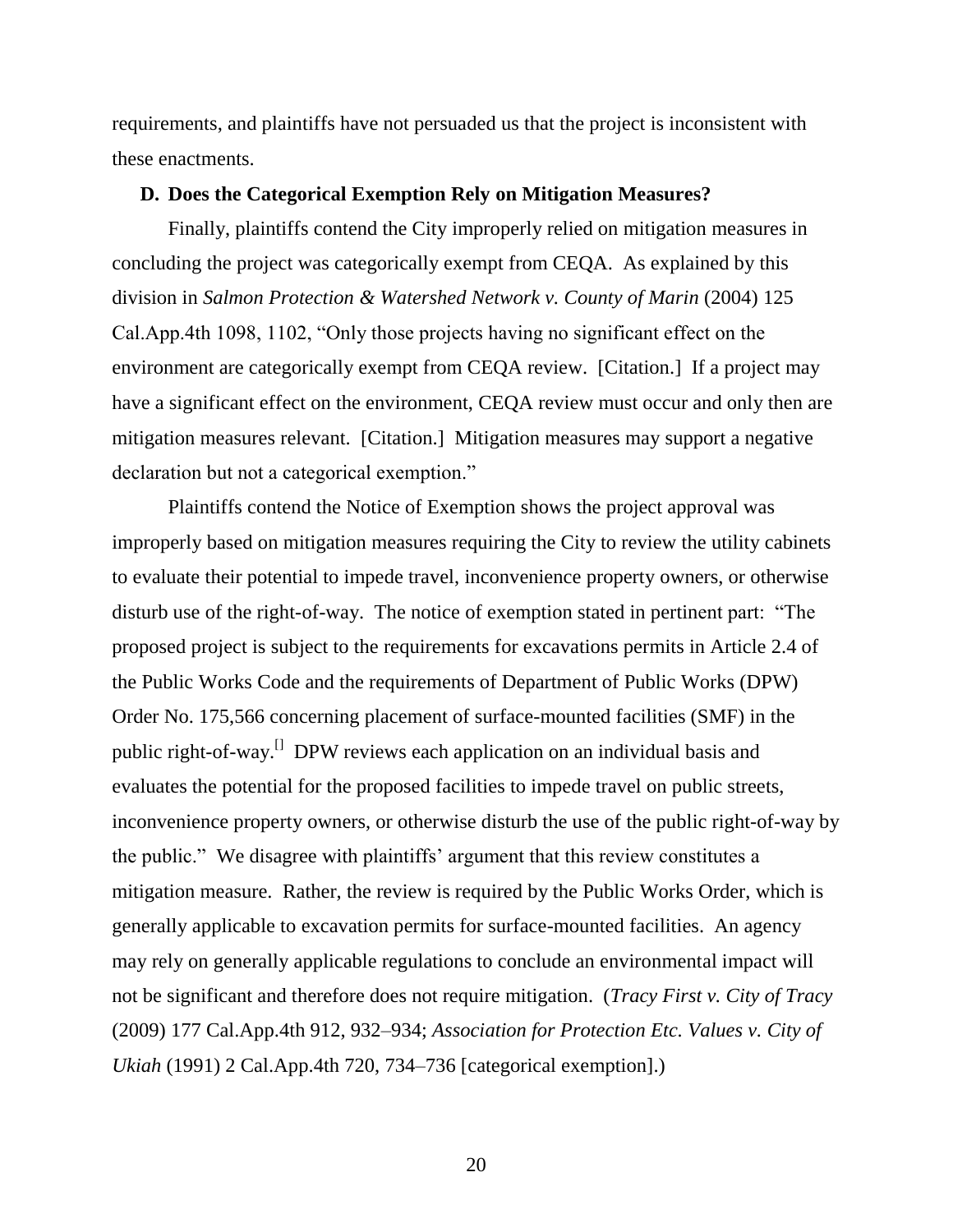requirements, and plaintiffs have not persuaded us that the project is inconsistent with these enactments.

### **D. Does the Categorical Exemption Rely on Mitigation Measures?**

Finally, plaintiffs contend the City improperly relied on mitigation measures in concluding the project was categorically exempt from CEQA. As explained by this division in *Salmon Protection & Watershed Network v. County of Marin* (2004) 125 Cal.App.4th 1098, 1102, "Only those projects having no significant effect on the environment are categorically exempt from CEQA review. [Citation.] If a project may have a significant effect on the environment, CEQA review must occur and only then are mitigation measures relevant. [Citation.] Mitigation measures may support a negative declaration but not a categorical exemption."

Plaintiffs contend the Notice of Exemption shows the project approval was improperly based on mitigation measures requiring the City to review the utility cabinets to evaluate their potential to impede travel, inconvenience property owners, or otherwise disturb use of the right-of-way. The notice of exemption stated in pertinent part: "The proposed project is subject to the requirements for excavations permits in Article 2.4 of the Public Works Code and the requirements of Department of Public Works (DPW) Order No. 175,566 concerning placement of surface-mounted facilities (SMF) in the public right-of-way.[] DPW reviews each application on an individual basis and evaluates the potential for the proposed facilities to impede travel on public streets, inconvenience property owners, or otherwise disturb the use of the public right-of-way by the public." We disagree with plaintiffs' argument that this review constitutes a mitigation measure. Rather, the review is required by the Public Works Order, which is generally applicable to excavation permits for surface-mounted facilities. An agency may rely on generally applicable regulations to conclude an environmental impact will not be significant and therefore does not require mitigation. (*Tracy First v. City of Tracy* (2009) 177 Cal.App.4th 912, 932–934; *Association for Protection Etc. Values v. City of Ukiah* (1991) 2 Cal.App.4th 720, 734–736 [categorical exemption].)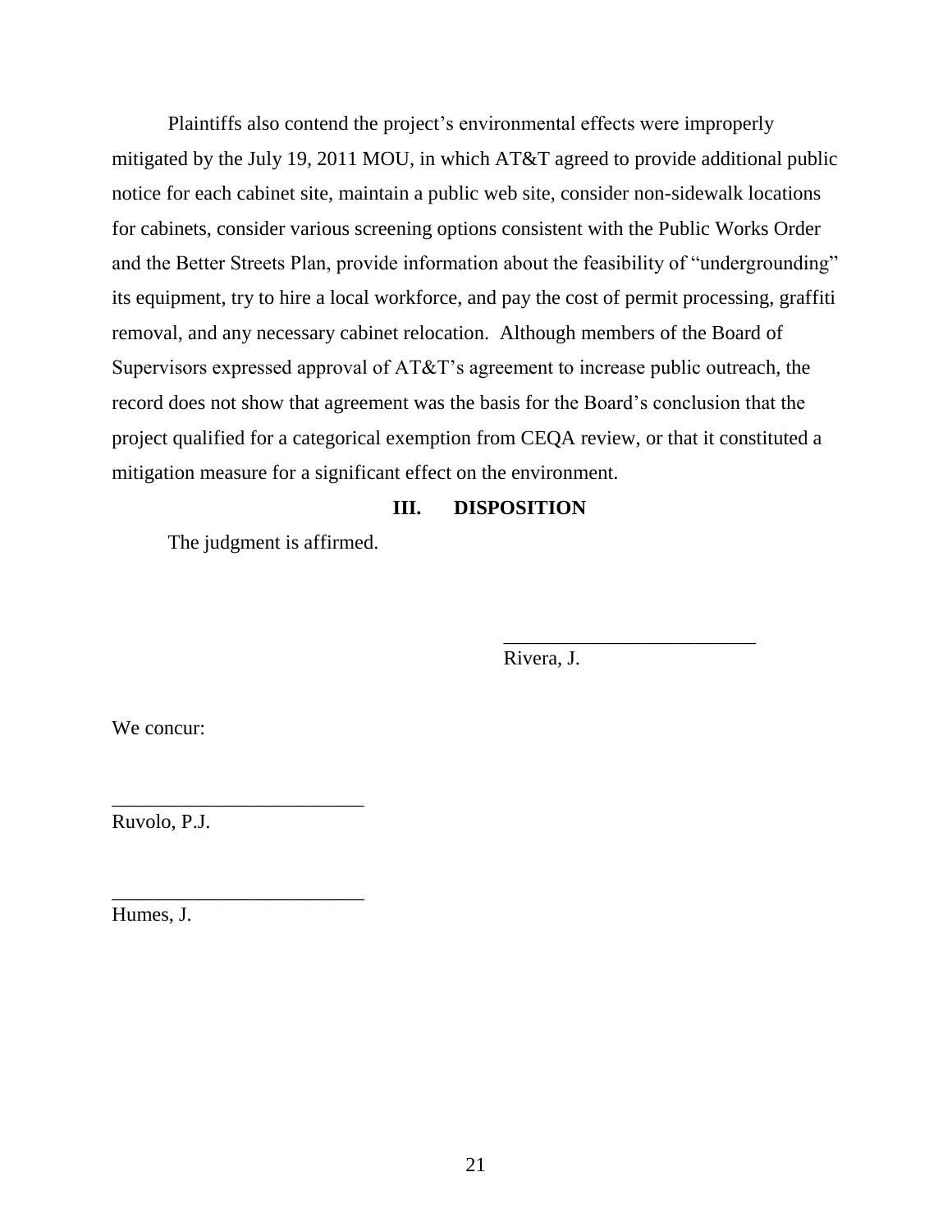Plaintiffs also contend the project's environmental effects were improperly mitigated by the July 19, 2011 MOU, in which AT&T agreed to provide additional public notice for each cabinet site, maintain a public web site, consider non-sidewalk locations for cabinets, consider various screening options consistent with the Public Works Order and the Better Streets Plan, provide information about the feasibility of "undergrounding" its equipment, try to hire a local workforce, and pay the cost of permit processing, graffiti removal, and any necessary cabinet relocation. Although members of the Board of Supervisors expressed approval of AT&T's agreement to increase public outreach, the record does not show that agreement was the basis for the Board's conclusion that the project qualified for a categorical exemption from CEQA review, or that it constituted a mitigation measure for a significant effect on the environment.

## III. DISPOSITION

The judgment is affirmed.

_________________________
Rivera, J.

We concur:

_________________________
Ruvolo, P.J.

_________________________
Humes, J.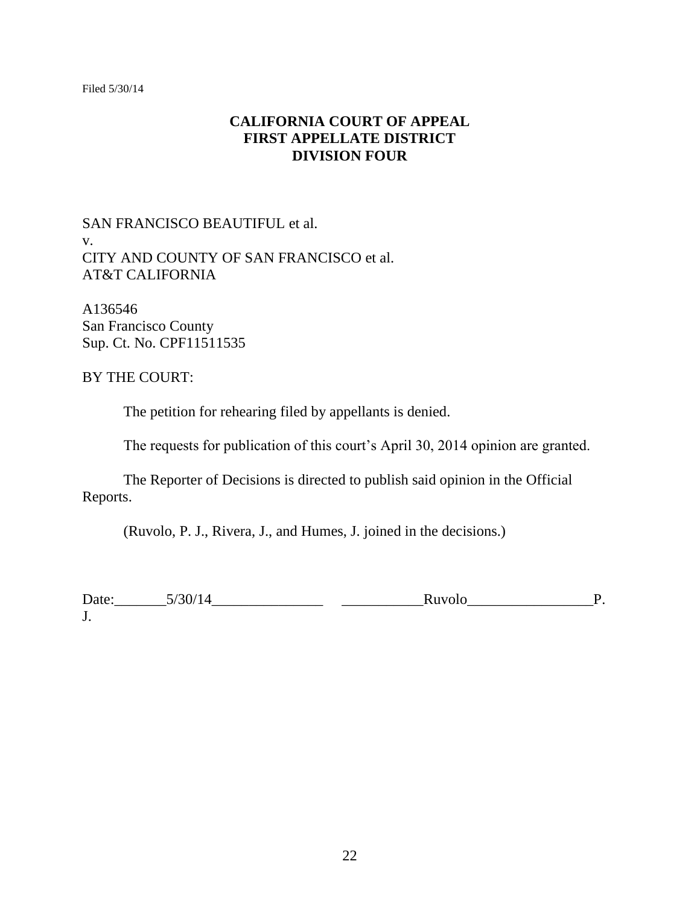Filed 5/30/14

**CALIFORNIA COURT OF APPEAL**
**FIRST APPELLATE DISTRICT**
**DIVISION FOUR**

SAN FRANCISCO BEAUTIFUL et al.
v.
CITY AND COUNTY OF SAN FRANCISCO et al.
AT&T CALIFORNIA

A136546
San Francisco County
Sup. Ct. No. CPF11511535

BY THE COURT:

The petition for rehearing filed by appellants is denied.

The requests for publication of this court's April 30, 2014 opinion are granted.

The Reporter of Decisions is directed to publish said opinion in the Official Reports.

(Ruvolo, P. J., Rivera, J., and Humes, J. joined in the decisions.)

Date:_______5/30/14_______________ ___________Ruvolo_________________P. J.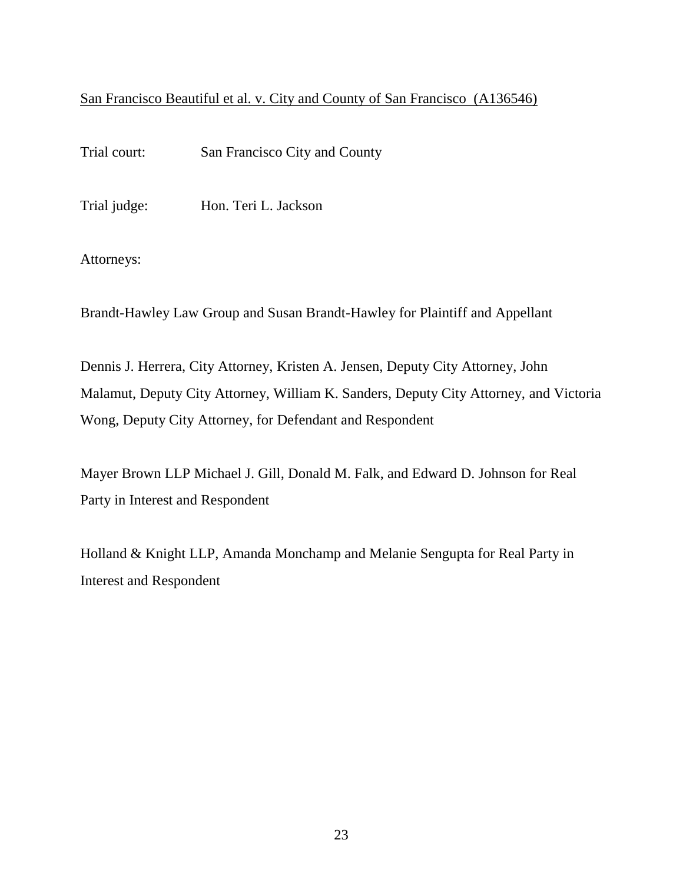<u>San Francisco Beautiful et al. v. City and County of San Francisco (A136546)</u>

Trial court: San Francisco City and County

Trial judge: Hon. Teri L. Jackson

Attorneys:

Brandt-Hawley Law Group and Susan Brandt-Hawley for Plaintiff and Appellant

Dennis J. Herrera, City Attorney, Kristen A. Jensen, Deputy City Attorney, John Malamut, Deputy City Attorney, William K. Sanders, Deputy City Attorney, and Victoria Wong, Deputy City Attorney, for Defendant and Respondent

Mayer Brown LLP Michael J. Gill, Donald M. Falk, and Edward D. Johnson for Real Party in Interest and Respondent

Holland & Knight LLP, Amanda Monchamp and Melanie Sengupta for Real Party in Interest and Respondent